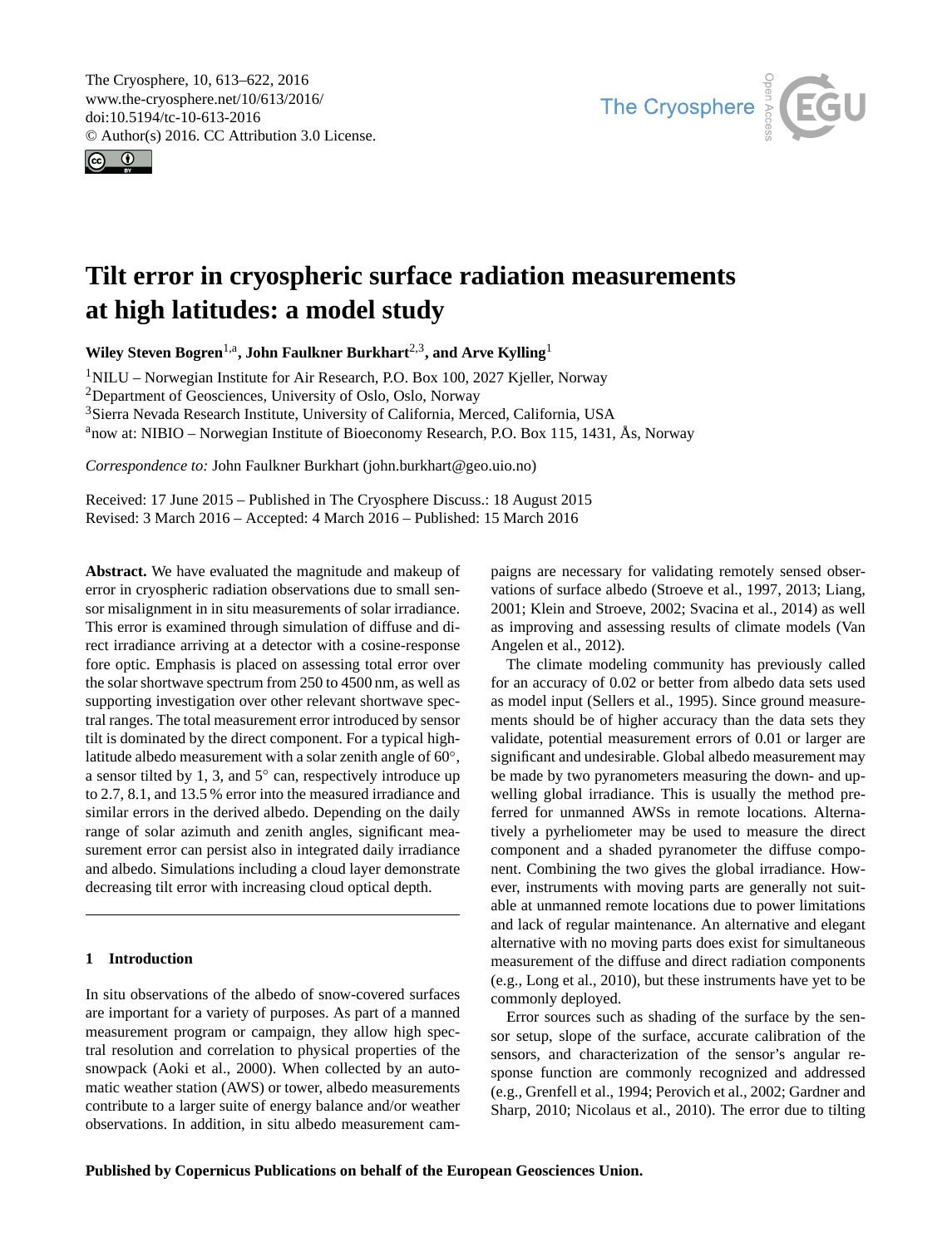# Tilt error in cryospheric surface radiation measurements at high latitudes: a model study

**Wiley Steven Bogren**[1,a], **John Faulkner Burkhart**[2,3], **and Arve Kylling**[1]

[1]NILU – Norwegian Institute for Air Research, P.O. Box 100, 2027 Kjeller, Norway
[2]Department of Geosciences, University of Oslo, Oslo, Norway
[3]Sierra Nevada Research Institute, University of California, Merced, California, USA
[a]now at: NIBIO – Norwegian Institute of Bioeconomy Research, P.O. Box 115, 1431, Ås, Norway

*Correspondence to:* John Faulkner Burkhart (john.burkhart@geo.uio.no)

Received: 17 June 2015 – Published in The Cryosphere Discuss.: 18 August 2015
Revised: 3 March 2016 – Accepted: 4 March 2016 – Published: 15 March 2016

**Abstract.** We have evaluated the magnitude and makeup of error in cryospheric radiation observations due to small sensor misalignment in in situ measurements of solar irradiance. This error is examined through simulation of diffuse and direct irradiance arriving at a detector with a cosine-response fore optic. Emphasis is placed on assessing total error over the solar shortwave spectrum from 250 to 4500 nm, as well as supporting investigation over other relevant shortwave spectral ranges. The total measurement error introduced by sensor tilt is dominated by the direct component. For a typical high-latitude albedo measurement with a solar zenith angle of 60°, a sensor tilted by 1, 3, and 5° can, respectively introduce up to 2.7, 8.1, and 13.5 % error into the measured irradiance and similar errors in the derived albedo. Depending on the daily range of solar azimuth and zenith angles, significant measurement error can persist also in integrated daily irradiance and albedo. Simulations including a cloud layer demonstrate decreasing tilt error with increasing cloud optical depth.

## 1 Introduction

In situ observations of the albedo of snow-covered surfaces are important for a variety of purposes. As part of a manned measurement program or campaign, they allow high spectral resolution and correlation to physical properties of the snowpack (Aoki et al., 2000). When collected by an automatic weather station (AWS) or tower, albedo measurements contribute to a larger suite of energy balance and/or weather observations. In addition, in situ albedo measurement campaigns are necessary for validating remotely sensed observations of surface albedo (Stroeve et al., 1997, 2013; Liang, 2001; Klein and Stroeve, 2002; Svacina et al., 2014) as well as improving and assessing results of climate models (Van Angelen et al., 2012).

The climate modeling community has previously called for an accuracy of 0.02 or better from albedo data sets used as model input (Sellers et al., 1995). Since ground measurements should be of higher accuracy than the data sets they validate, potential measurement errors of 0.01 or larger are significant and undesirable. Global albedo measurement may be made by two pyranometers measuring the down- and upwelling global irradiance. This is usually the method preferred for unmanned AWSs in remote locations. Alternatively a pyrheliometer may be used to measure the direct component and a shaded pyranometer the diffuse component. Combining the two gives the global irradiance. However, instruments with moving parts are generally not suitable at unmanned remote locations due to power limitations and lack of regular maintenance. An alternative and elegant alternative with no moving parts does exist for simultaneous measurement of the diffuse and direct radiation components (e.g., Long et al., 2010), but these instruments have yet to be commonly deployed.

Error sources such as shading of the surface by the sensor setup, slope of the surface, accurate calibration of the sensors, and characterization of the sensor's angular response function are commonly recognized and addressed (e.g., Grenfell et al., 1994; Perovich et al., 2002; Gardner and Sharp, 2010; Nicolaus et al., 2010). The error due to tilting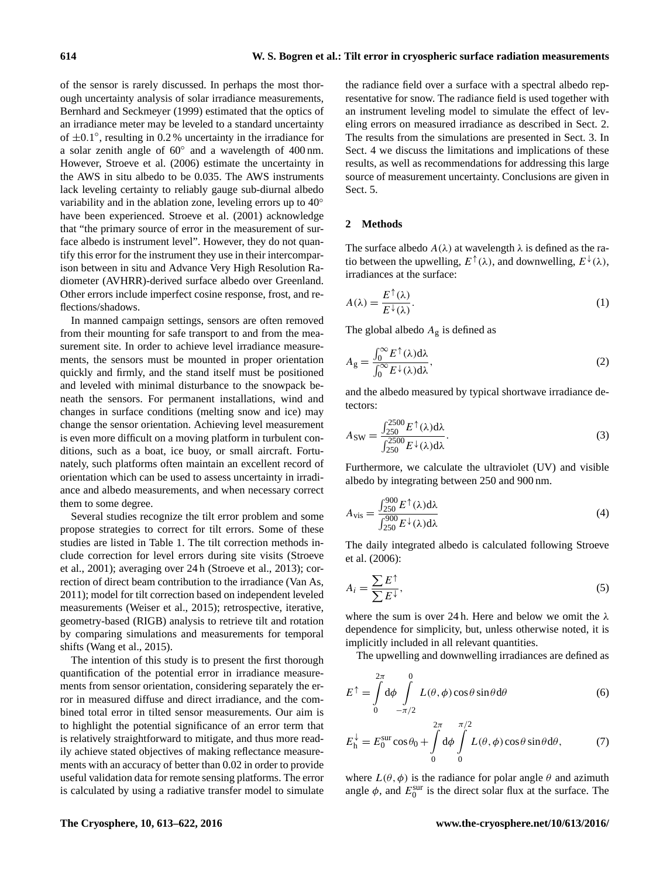of the sensor is rarely discussed. In perhaps the most thorough uncertainty analysis of solar irradiance measurements, Bernhard and Seckmeyer (1999) estimated that the optics of an irradiance meter may be leveled to a standard uncertainty of $\pm 0.1^{\circ}$, resulting in 0.2 % uncertainty in the irradiance for a solar zenith angle of $60^{\circ}$ and a wavelength of 400 nm. However, Stroeve et al. (2006) estimate the uncertainty in the AWS in situ albedo to be 0.035. The AWS instruments lack leveling certainty to reliably gauge sub-diurnal albedo variability and in the ablation zone, leveling errors up to $40^{\circ}$ have been experienced. Stroeve et al. (2001) acknowledge that "the primary source of error in the measurement of surface albedo is instrument level". However, they do not quantify this error for the instrument they use in their intercomparison between in situ and Advance Very High Resolution Radiometer (AVHRR)-derived surface albedo over Greenland. Other errors include imperfect cosine response, frost, and reflections/shadows.

In manned campaign settings, sensors are often removed from their mounting for safe transport to and from the measurement site. In order to achieve level irradiance measurements, the sensors must be mounted in proper orientation quickly and firmly, and the stand itself must be positioned and leveled with minimal disturbance to the snowpack beneath the sensors. For permanent installations, wind and changes in surface conditions (melting snow and ice) may change the sensor orientation. Achieving level measurement is even more difficult on a moving platform in turbulent conditions, such as a boat, ice buoy, or small aircraft. Fortunately, such platforms often maintain an excellent record of orientation which can be used to assess uncertainty in irradiance and albedo measurements, and when necessary correct them to some degree.

Several studies recognize the tilt error problem and some propose strategies to correct for tilt errors. Some of these studies are listed in Table 1. The tilt correction methods include correction for level errors during site visits (Stroeve et al., 2001); averaging over 24 h (Stroeve et al., 2013); correction of direct beam contribution to the irradiance (Van As, 2011); model for tilt correction based on independent leveled measurements (Weiser et al., 2015); retrospective, iterative, geometry-based (RIGB) analysis to retrieve tilt and rotation by comparing simulations and measurements for temporal shifts (Wang et al., 2015).

The intention of this study is to present the first thorough quantification of the potential error in irradiance measurements from sensor orientation, considering separately the error in measured diffuse and direct irradiance, and the combined total error in tilted sensor measurements. Our aim is to highlight the potential significance of an error term that is relatively straightforward to mitigate, and thus more readily achieve stated objectives of making reflectance measurements with an accuracy of better than 0.02 in order to provide useful validation data for remote sensing platforms. The error is calculated by using a radiative transfer model to simulate the radiance field over a surface with a spectral albedo representative for snow. The radiance field is used together with an instrument leveling model to simulate the effect of leveling errors on measured irradiance as described in Sect. 2. The results from the simulations are presented in Sect. 3. In Sect. 4 we discuss the limitations and implications of these results, as well as recommendations for addressing this large source of measurement uncertainty. Conclusions are given in Sect. 5.

## 2 Methods

The surface albedo $A(\lambda)$ at wavelength $\lambda$ is defined as the ratio between the upwelling, $E^{\uparrow}(\lambda)$, and downwelling, $E^{\downarrow}(\lambda)$, irradiances at the surface:

$$A(\lambda) = \frac{E^{\uparrow}(\lambda)}{E^{\downarrow}(\lambda)}. \tag{1}$$

The global albedo $A_{\mathrm{g}}$ is defined as

$$A_{\mathrm{g}} = \frac{\int_0^{\infty} E^{\uparrow}(\lambda)\mathrm{d}\lambda}{\int_0^{\infty} E^{\downarrow}(\lambda)\mathrm{d}\lambda}, \tag{2}$$

and the albedo measured by typical shortwave irradiance detectors:

$$A_{\mathrm{SW}} = \frac{\int_{250}^{2500} E^{\uparrow}(\lambda)\mathrm{d}\lambda}{\int_{250}^{2500} E^{\downarrow}(\lambda)\mathrm{d}\lambda}. \tag{3}$$

Furthermore, we calculate the ultraviolet (UV) and visible albedo by integrating between 250 and 900 nm.

$$A_{\mathrm{vis}} = \frac{\int_{250}^{900} E^{\uparrow}(\lambda)\mathrm{d}\lambda}{\int_{250}^{900} E^{\downarrow}(\lambda)\mathrm{d}\lambda} \tag{4}$$

The daily integrated albedo is calculated following Stroeve et al. (2006):

$$A_i = \frac{\sum E^{\uparrow}}{\sum E^{\downarrow}}, \tag{5}$$

where the sum is over 24 h. Here and below we omit the $\lambda$ dependence for simplicity, but, unless otherwise noted, it is implicitly included in all relevant quantities.

The upwelling and downwelling irradiances are defined as

$$E^{\uparrow} = \int_0^{2\pi} \mathrm{d}\phi \int_{-\pi/2}^{0} L(\theta,\phi)\cos\theta\sin\theta\mathrm{d}\theta \tag{6}$$

$$E_{\mathrm{h}}^{\downarrow} = E_0^{\mathrm{sur}}\cos\theta_0 + \int_0^{2\pi} \mathrm{d}\phi \int_0^{\pi/2} L(\theta,\phi)\cos\theta\sin\theta\mathrm{d}\theta, \tag{7}$$

where $L(\theta,\phi)$ is the radiance for polar angle $\theta$ and azimuth angle $\phi$, and $E_0^{\mathrm{sur}}$ is the direct solar flux at the surface. The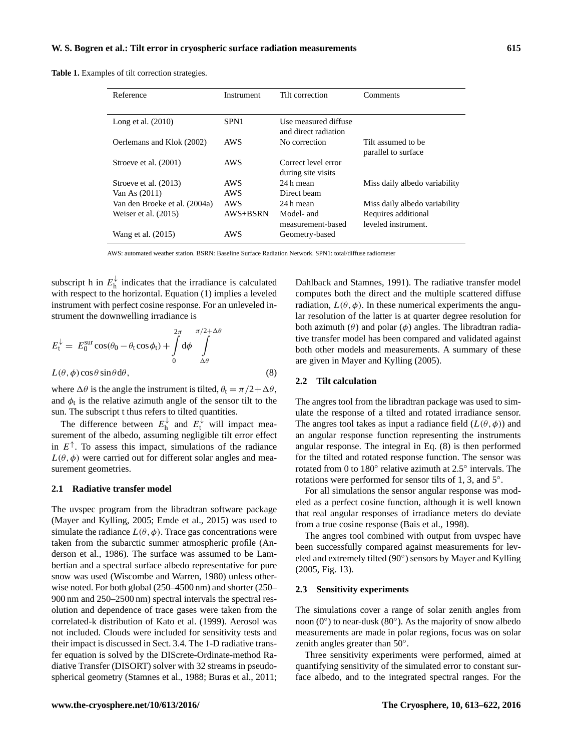**Table 1.** Examples of tilt correction strategies.

| Reference | Instrument | Tilt correction | Comments |
|---|---|---|---|
| Long et al. (2010) | SPN1 | Use measured diffuse and direct radiation | |
| Oerlemans and Klok (2002) | AWS | No correction | Tilt assumed to be parallel to surface |
| Stroeve et al. (2001) | AWS | Correct level error during site visits | |
| Stroeve et al. (2013) | AWS | 24 h mean | Miss daily albedo variability |
| Van As (2011) | AWS | Direct beam | |
| Van den Broeke et al. (2004a) | AWS | 24 h mean | Miss daily albedo variability |
| Weiser et al. (2015) | AWS+BSRN | Model- and measurement-based | Requires additional leveled instrument. |
| Wang et al. (2015) | AWS | Geometry-based | |

AWS: automated weather station. BSRN: Baseline Surface Radiation Network. SPN1: total/diffuse radiometer

subscript h in $E_\mathrm{h}^{\downarrow}$ indicates that the irradiance is calculated with respect to the horizontal. Equation (1) implies a leveled instrument with perfect cosine response. For an unleveled instrument the downwelling irradiance is

$$E_\mathrm{t}^{\downarrow} = E_0^{\mathrm{sur}} \cos(\theta_0 - \theta_\mathrm{t} \cos\phi_\mathrm{t}) + \int_0^{2\pi} \mathrm{d}\phi \int_{\Delta\theta}^{\pi/2+\Delta\theta} L(\theta,\phi) \cos\theta \sin\theta \mathrm{d}\theta, \tag{8}$$

where $\Delta\theta$ is the angle the instrument is tilted, $\theta_\mathrm{t} = \pi/2 + \Delta\theta$, and $\phi_\mathrm{t}$ is the relative azimuth angle of the sensor tilt to the sun. The subscript t thus refers to tilted quantities.

The difference between $E_\mathrm{h}^{\downarrow}$ and $E_\mathrm{t}^{\downarrow}$ will impact measurement of the albedo, assuming negligible tilt error effect in $E^{\uparrow}$. To assess this impact, simulations of the radiance $L(\theta,\phi)$ were carried out for different solar angles and measurement geometries.

### 2.1 Radiative transfer model

The uvspec program from the libradtran software package (Mayer and Kylling, 2005; Emde et al., 2015) was used to simulate the radiance $L(\theta,\phi)$. Trace gas concentrations were taken from the subarctic summer atmospheric profile (Anderson et al., 1986). The surface was assumed to be Lambertian and a spectral surface albedo representative for pure snow was used (Wiscombe and Warren, 1980) unless otherwise noted. For both global (250–4500 nm) and shorter (250–900 nm and 250–2500 nm) spectral intervals the spectral resolution and dependence of trace gases were taken from the correlated-k distribution of Kato et al. (1999). Aerosol was not included. Clouds were included for sensitivity tests and their impact is discussed in Sect. 3.4. The 1-D radiative transfer equation is solved by the DIScrete-Ordinate-method Radiative Transfer (DISORT) solver with 32 streams in pseudo-spherical geometry (Stamnes et al., 1988; Buras et al., 2011; Dahlback and Stamnes, 1991). The radiative transfer model computes both the direct and the multiple scattered diffuse radiation, $L(\theta,\phi)$. In these numerical experiments the angular resolution of the latter is at quarter degree resolution for both azimuth ($\theta$) and polar ($\phi$) angles. The libradtran radiative transfer model has been compared and validated against both other models and measurements. A summary of these are given in Mayer and Kylling (2005).

### 2.2 Tilt calculation

The angres tool from the libradtran package was used to simulate the response of a tilted and rotated irradiance sensor. The angres tool takes as input a radiance field ($L(\theta,\phi)$) and an angular response function representing the instruments angular response. The integral in Eq. (8) is then performed for the tilted and rotated response function. The sensor was rotated from 0 to 180° relative azimuth at 2.5° intervals. The rotations were performed for sensor tilts of 1, 3, and 5°.

For all simulations the sensor angular response was modeled as a perfect cosine function, although it is well known that real angular responses of irradiance meters do deviate from a true cosine response (Bais et al., 1998).

The angres tool combined with output from uvspec have been successfully compared against measurements for leveled and extremely tilted (90°) sensors by Mayer and Kylling (2005, Fig. 13).

### 2.3 Sensitivity experiments

The simulations cover a range of solar zenith angles from noon (0°) to near-dusk (80°). As the majority of snow albedo measurements are made in polar regions, focus was on solar zenith angles greater than 50°.

Three sensitivity experiments were performed, aimed at quantifying sensitivity of the simulated error to constant surface albedo, and to the integrated spectral ranges. For the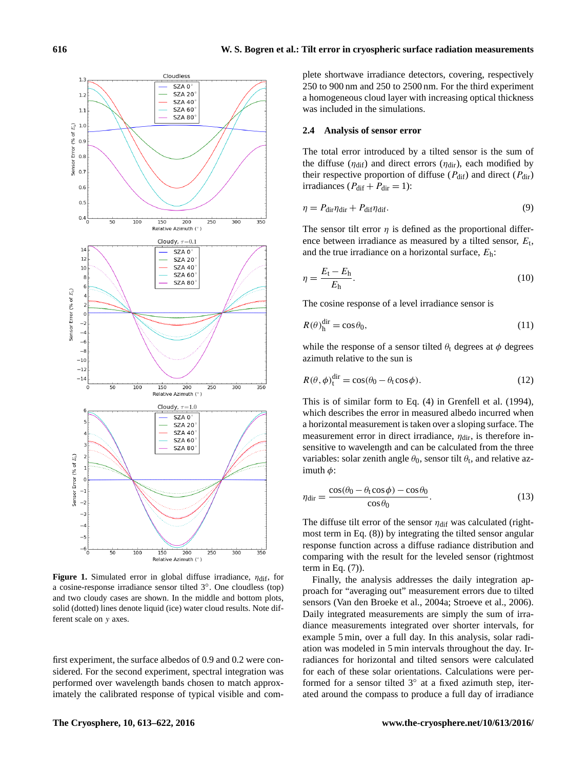Figure 1. Simulated error in global diffuse irradiance, $\eta_{dif}$, for a cosine-response irradiance sensor tilted 3°. One cloudless (top) and two cloudy cases are shown. In the middle and bottom plots, solid (dotted) lines denote liquid (ice) water cloud results. Note different scale on $y$ axes.

first experiment, the surface albedos of 0.9 and 0.2 were considered. For the second experiment, spectral integration was performed over wavelength bands chosen to match approximately the calibrated response of typical visible and complete shortwave irradiance detectors, covering, respectively 250 to 900 nm and 250 to 2500 nm. For the third experiment a homogeneous cloud layer with increasing optical thickness was included in the simulations.

### 2.4 Analysis of sensor error

The total error introduced by a tilted sensor is the sum of the diffuse ($\eta_{dif}$) and direct errors ($\eta_{dir}$), each modified by their respective proportion of diffuse ($P_{dif}$) and direct ($P_{dir}$) irradiances ($P_{dif} + P_{dir} = 1$):

$$\eta = P_{dir}\eta_{dir} + P_{dif}\eta_{dif}. \tag{9}$$

The sensor tilt error $\eta$ is defined as the proportional difference between irradiance as measured by a tilted sensor, $E_t$, and the true irradiance on a horizontal surface, $E_h$:

$$\eta = \frac{E_t - E_h}{E_h}. \tag{10}$$

The cosine response of a level irradiance sensor is

$$R(\theta)_h^{dir} = \cos\theta_0, \tag{11}$$

while the response of a sensor tilted $\theta_t$ degrees at $\phi$ degrees azimuth relative to the sun is

$$R(\theta,\phi)_t^{dir} = \cos(\theta_0 - \theta_t\cos\phi). \tag{12}$$

This is of similar form to Eq. (4) in Grenfell et al. (1994), which describes the error in measured albedo incurred when a horizontal measurement is taken over a sloping surface. The measurement error in direct irradiance, $\eta_{dir}$, is therefore insensitive to wavelength and can be calculated from the three variables: solar zenith angle $\theta_0$, sensor tilt $\theta_t$, and relative azimuth $\phi$:

$$\eta_{dir} = \frac{\cos(\theta_0 - \theta_t\cos\phi) - \cos\theta_0}{\cos\theta_0}. \tag{13}$$

The diffuse tilt error of the sensor $\eta_{dif}$ was calculated (rightmost term in Eq. (8)) by integrating the tilted sensor angular response function across a diffuse radiance distribution and comparing with the result for the leveled sensor (rightmost term in Eq. (7)).

Finally, the analysis addresses the daily integration approach for "averaging out" measurement errors due to tilted sensors (Van den Broeke et al., 2004a; Stroeve et al., 2006). Daily integrated measurements are simply the sum of irradiance measurements integrated over shorter intervals, for example 5 min, over a full day. In this analysis, solar radiation was modeled in 5 min intervals throughout the day. Irradiances for horizontal and tilted sensors were calculated for each of these solar orientations. Calculations were performed for a sensor tilted 3° at a fixed azimuth step, iterated around the compass to produce a full day of irradiance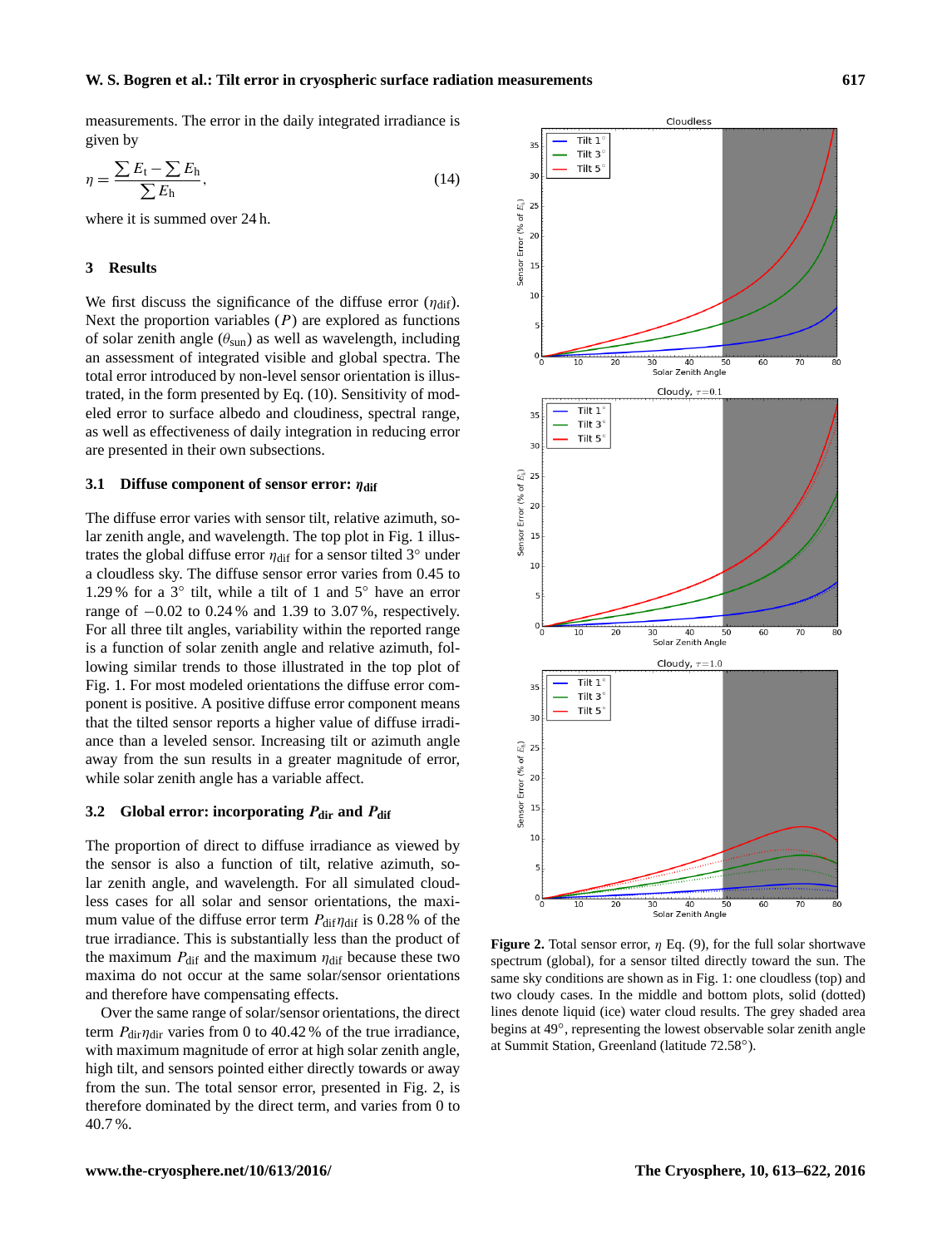measurements. The error in the daily integrated irradiance is given by

$$\eta = \frac{\sum E_\mathrm{t} - \sum E_\mathrm{h}}{\sum E_\mathrm{h}}, \tag{14}$$

where it is summed over 24 h.

## 3 Results

We first discuss the significance of the diffuse error ($\eta_{\mathrm{dif}}$). Next the proportion variables ($P$) are explored as functions of solar zenith angle ($\theta_{\mathrm{sun}}$) as well as wavelength, including an assessment of integrated visible and global spectra. The total error introduced by non-level sensor orientation is illustrated, in the form presented by Eq. (10). Sensitivity of modeled error to surface albedo and cloudiness, spectral range, as well as effectiveness of daily integration in reducing error are presented in their own subsections.

### 3.1 Diffuse component of sensor error: $\eta_{\mathrm{dif}}$

The diffuse error varies with sensor tilt, relative azimuth, solar zenith angle, and wavelength. The top plot in Fig. 1 illustrates the global diffuse error $\eta_{\mathrm{dif}}$ for a sensor tilted 3° under a cloudless sky. The diffuse sensor error varies from 0.45 to 1.29 % for a 3° tilt, while a tilt of 1 and 5° have an error range of −0.02 to 0.24 % and 1.39 to 3.07 %, respectively. For all three tilt angles, variability within the reported range is a function of solar zenith angle and relative azimuth, following similar trends to those illustrated in the top plot of Fig. 1. For most modeled orientations the diffuse error component is positive. A positive diffuse error component means that the tilted sensor reports a higher value of diffuse irradiance than a leveled sensor. Increasing tilt or azimuth angle away from the sun results in a greater magnitude of error, while solar zenith angle has a variable affect.

### 3.2 Global error: incorporating $P_{\mathrm{dir}}$ and $P_{\mathrm{dif}}$

The proportion of direct to diffuse irradiance as viewed by the sensor is also a function of tilt, relative azimuth, solar zenith angle, and wavelength. For all simulated cloudless cases for all solar and sensor orientations, the maximum value of the diffuse error term $P_{\mathrm{dif}}\eta_{\mathrm{dif}}$ is 0.28 % of the true irradiance. This is substantially less than the product of the maximum $P_{\mathrm{dif}}$ and the maximum $\eta_{\mathrm{dif}}$ because these two maxima do not occur at the same solar/sensor orientations and therefore have compensating effects.

Over the same range of solar/sensor orientations, the direct term $P_{\mathrm{dir}}\eta_{\mathrm{dir}}$ varies from 0 to 40.42 % of the true irradiance, with maximum magnitude of error at high solar zenith angle, high tilt, and sensors pointed either directly towards or away from the sun. The total sensor error, presented in Fig. 2, is therefore dominated by the direct term, and varies from 0 to 40.7 %.

**Figure 2.** Total sensor error, $\eta$ Eq. (9), for the full solar shortwave spectrum (global), for a sensor tilted directly toward the sun. The same sky conditions are shown as in Fig. 1: one cloudless (top) and two cloudy cases. In the middle and bottom plots, solid (dotted) lines denote liquid (ice) water cloud results. The grey shaded area begins at 49°, representing the lowest observable solar zenith angle at Summit Station, Greenland (latitude 72.58°).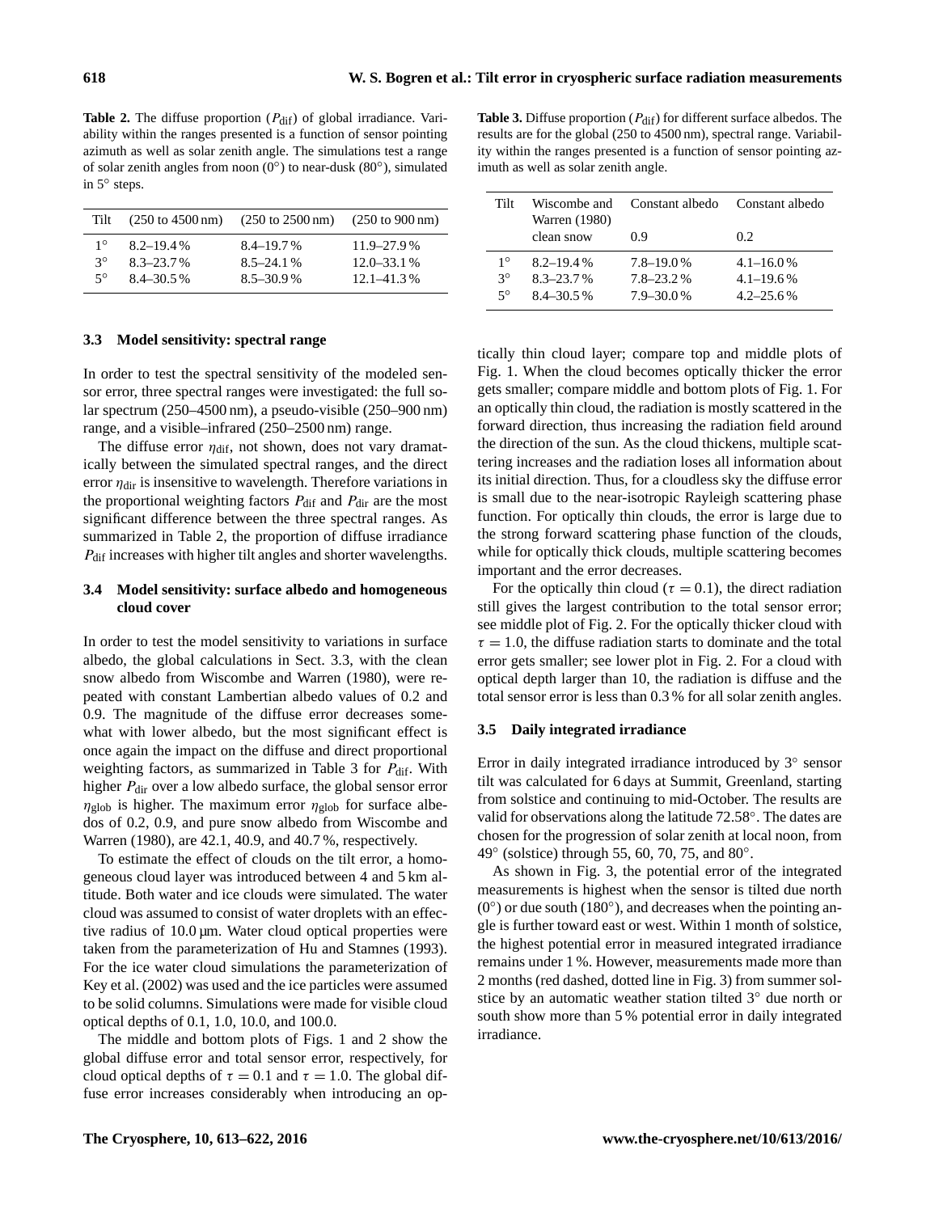**Table 2.** The diffuse proportion ($P_{\text{dif}}$) of global irradiance. Variability within the ranges presented is a function of sensor pointing azimuth as well as solar zenith angle. The simulations test a range of solar zenith angles from noon (0°) to near-dusk (80°), simulated in 5° steps.

| Tilt | (250 to 4500 nm) | (250 to 2500 nm) | (250 to 900 nm) |
|---|---|---|---|
| 1° | 8.2–19.4 % | 8.4–19.7 % | 11.9–27.9 % |
| 3° | 8.3–23.7 % | 8.5–24.1 % | 12.0–33.1 % |
| 5° | 8.4–30.5 % | 8.5–30.9 % | 12.1–41.3 % |

**Table 3.** Diffuse proportion ($P_{\text{dif}}$) for different surface albedos. The results are for the global (250 to 4500 nm), spectral range. Variability within the ranges presented is a function of sensor pointing azimuth as well as solar zenith angle.

| Tilt | Wiscombe and Warren (1980) clean snow | Constant albedo 0.9 | Constant albedo 0.2 |
|---|---|---|---|
| 1° | 8.2–19.4 % | 7.8–19.0 % | 4.1–16.0 % |
| 3° | 8.3–23.7 % | 7.8–23.2 % | 4.1–19.6 % |
| 5° | 8.4–30.5 % | 7.9–30.0 % | 4.2–25.6 % |

### 3.3 Model sensitivity: spectral range

In order to test the spectral sensitivity of the modeled sensor error, three spectral ranges were investigated: the full solar spectrum (250–4500 nm), a pseudo-visible (250–900 nm) range, and a visible–infrared (250–2500 nm) range.

The diffuse error $\eta_{\text{dif}}$, not shown, does not vary dramatically between the simulated spectral ranges, and the direct error $\eta_{\text{dir}}$ is insensitive to wavelength. Therefore variations in the proportional weighting factors $P_{\text{dif}}$ and $P_{\text{dir}}$ are the most significant difference between the three spectral ranges. As summarized in Table 2, the proportion of diffuse irradiance $P_{\text{dif}}$ increases with higher tilt angles and shorter wavelengths.

### 3.4 Model sensitivity: surface albedo and homogeneous cloud cover

In order to test the model sensitivity to variations in surface albedo, the global calculations in Sect. 3.3, with the clean snow albedo from Wiscombe and Warren (1980), were repeated with constant Lambertian albedo values of 0.2 and 0.9. The magnitude of the diffuse error decreases somewhat with lower albedo, but the most significant effect is once again the impact on the diffuse and direct proportional weighting factors, as summarized in Table 3 for $P_{\text{dif}}$. With higher $P_{\text{dir}}$ over a low albedo surface, the global sensor error $\eta_{\text{glob}}$ is higher. The maximum error $\eta_{\text{glob}}$ for surface albedos of 0.2, 0.9, and pure snow albedo from Wiscombe and Warren (1980), are 42.1, 40.9, and 40.7 %, respectively.

To estimate the effect of clouds on the tilt error, a homogeneous cloud layer was introduced between 4 and 5 km altitude. Both water and ice clouds were simulated. The water cloud was assumed to consist of water droplets with an effective radius of 10.0 µm. Water cloud optical properties were taken from the parameterization of Hu and Stamnes (1993). For the ice water cloud simulations the parameterization of Key et al. (2002) was used and the ice particles were assumed to be solid columns. Simulations were made for visible cloud optical depths of 0.1, 1.0, 10.0, and 100.0.

The middle and bottom plots of Figs. 1 and 2 show the global diffuse error and total sensor error, respectively, for cloud optical depths of $\tau = 0.1$ and $\tau = 1.0$. The global diffuse error increases considerably when introducing an optically thin cloud layer; compare top and middle plots of Fig. 1. When the cloud becomes optically thicker the error gets smaller; compare middle and bottom plots of Fig. 1. For an optically thin cloud, the radiation is mostly scattered in the forward direction, thus increasing the radiation field around the direction of the sun. As the cloud thickens, multiple scattering increases and the radiation loses all information about its initial direction. Thus, for a cloudless sky the diffuse error is small due to the near-isotropic Rayleigh scattering phase function. For optically thin clouds, the error is large due to the strong forward scattering phase function of the clouds, while for optically thick clouds, multiple scattering becomes important and the error decreases.

For the optically thin cloud ($\tau = 0.1$), the direct radiation still gives the largest contribution to the total sensor error; see middle plot of Fig. 2. For the optically thicker cloud with $\tau = 1.0$, the diffuse radiation starts to dominate and the total error gets smaller; see lower plot in Fig. 2. For a cloud with optical depth larger than 10, the radiation is diffuse and the total sensor error is less than 0.3 % for all solar zenith angles.

### 3.5 Daily integrated irradiance

Error in daily integrated irradiance introduced by 3° sensor tilt was calculated for 6 days at Summit, Greenland, starting from solstice and continuing to mid-October. The results are valid for observations along the latitude 72.58°. The dates are chosen for the progression of solar zenith at local noon, from 49° (solstice) through 55, 60, 70, 75, and 80°.

As shown in Fig. 3, the potential error of the integrated measurements is highest when the sensor is tilted due north (0°) or due south (180°), and decreases when the pointing angle is further toward east or west. Within 1 month of solstice, the highest potential error in measured integrated irradiance remains under 1 %. However, measurements made more than 2 months (red dashed, dotted line in Fig. 3) from summer solstice by an automatic weather station tilted 3° due north or south show more than 5 % potential error in daily integrated irradiance.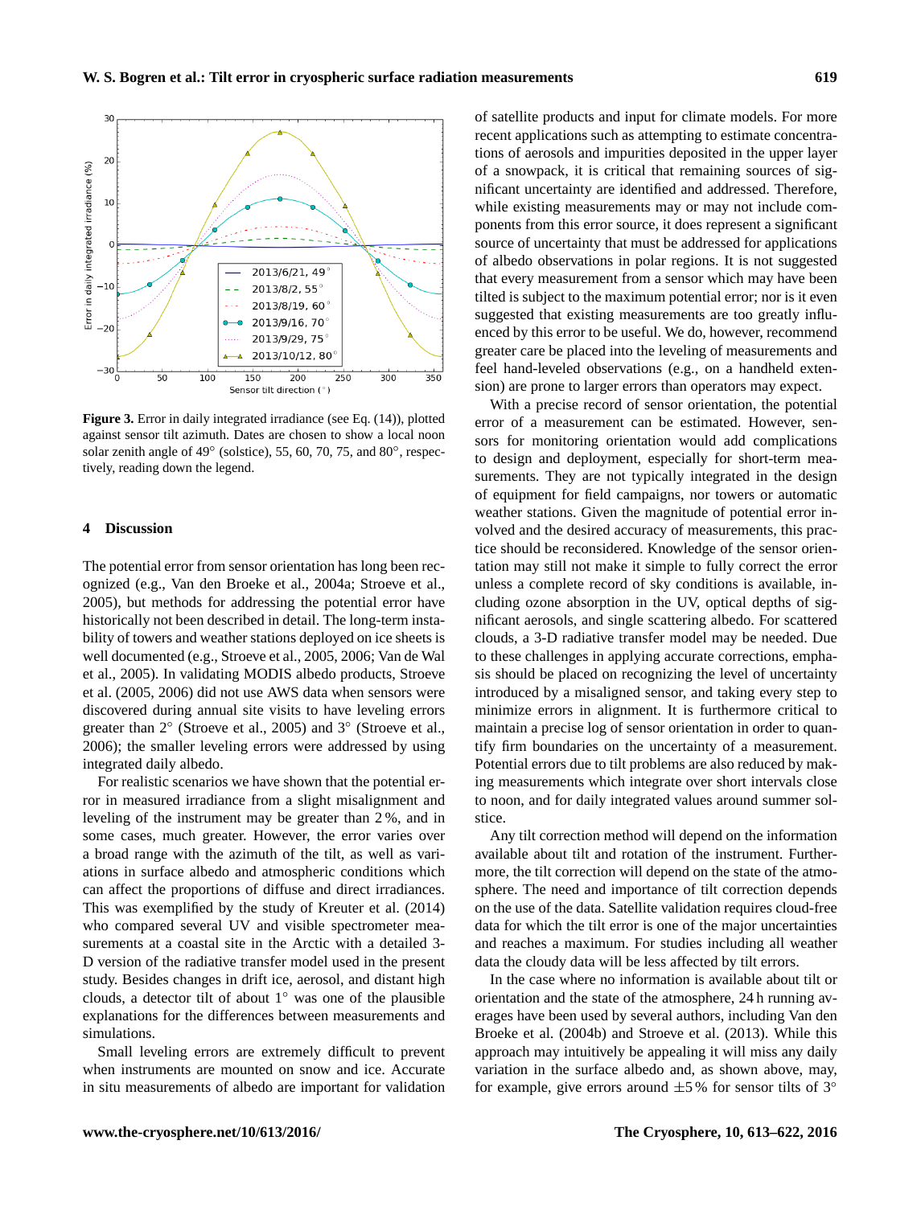Error in daily integrated irradiance (%)

30
20
10
0
−10
−20
−30

0 50 100 150 200 250 300 350

Sensor tilt direction (°)

2013/6/21, 49°
2013/8/2, 55°
2013/8/19, 60°
2013/9/16, 70°
2013/9/29, 75°
2013/10/12, 80°

**Figure 3.** Error in daily integrated irradiance (see Eq. (14)), plotted against sensor tilt azimuth. Dates are chosen to show a local noon solar zenith angle of 49° (solstice), 55, 60, 70, 75, and 80°, respectively, reading down the legend.

## 4 Discussion

The potential error from sensor orientation has long been recognized (e.g., Van den Broeke et al., 2004a; Stroeve et al., 2005), but methods for addressing the potential error have historically not been described in detail. The long-term instability of towers and weather stations deployed on ice sheets is well documented (e.g., Stroeve et al., 2005, 2006; Van de Wal et al., 2005). In validating MODIS albedo products, Stroeve et al. (2005, 2006) did not use AWS data when sensors were discovered during annual site visits to have leveling errors greater than 2° (Stroeve et al., 2005) and 3° (Stroeve et al., 2006); the smaller leveling errors were addressed by using integrated daily albedo.

For realistic scenarios we have shown that the potential error in measured irradiance from a slight misalignment and leveling of the instrument may be greater than 2 %, and in some cases, much greater. However, the error varies over a broad range with the azimuth of the tilt, as well as variations in surface albedo and atmospheric conditions which can affect the proportions of diffuse and direct irradiances. This was exemplified by the study of Kreuter et al. (2014) who compared several UV and visible spectrometer measurements at a coastal site in the Arctic with a detailed 3-D version of the radiative transfer model used in the present study. Besides changes in drift ice, aerosol, and distant high clouds, a detector tilt of about 1° was one of the plausible explanations for the differences between measurements and simulations.

Small leveling errors are extremely difficult to prevent when instruments are mounted on snow and ice. Accurate in situ measurements of albedo are important for validation of satellite products and input for climate models. For more recent applications such as attempting to estimate concentrations of aerosols and impurities deposited in the upper layer of a snowpack, it is critical that remaining sources of significant uncertainty are identified and addressed. Therefore, while existing measurements may or may not include components from this error source, it does represent a significant source of uncertainty that must be addressed for applications of albedo observations in polar regions. It is not suggested that every measurement from a sensor which may have been tilted is subject to the maximum potential error; nor is it even suggested that existing measurements are too greatly influenced by this error to be useful. We do, however, recommend greater care be placed into the leveling of measurements and feel hand-leveled observations (e.g., on a handheld extension) are prone to larger errors than operators may expect.

With a precise record of sensor orientation, the potential error of a measurement can be estimated. However, sensors for monitoring orientation would add complications to design and deployment, especially for short-term measurements. They are not typically integrated in the design of equipment for field campaigns, nor towers or automatic weather stations. Given the magnitude of potential error involved and the desired accuracy of measurements, this practice should be reconsidered. Knowledge of the sensor orientation may still not make it simple to fully correct the error unless a complete record of sky conditions is available, including ozone absorption in the UV, optical depths of significant aerosols, and single scattering albedo. For scattered clouds, a 3-D radiative transfer model may be needed. Due to these challenges in applying accurate corrections, emphasis should be placed on recognizing the level of uncertainty introduced by a misaligned sensor, and taking every step to minimize errors in alignment. It is furthermore critical to maintain a precise log of sensor orientation in order to quantify firm boundaries on the uncertainty of a measurement. Potential errors due to tilt problems are also reduced by making measurements which integrate over short intervals close to noon, and for daily integrated values around summer solstice.

Any tilt correction method will depend on the information available about tilt and rotation of the instrument. Furthermore, the tilt correction will depend on the state of the atmosphere. The need and importance of tilt correction depends on the use of the data. Satellite validation requires cloud-free data for which the tilt error is one of the major uncertainties and reaches a maximum. For studies including all weather data the cloudy data will be less affected by tilt errors.

In the case where no information is available about tilt or orientation and the state of the atmosphere, 24 h running averages have been used by several authors, including Van den Broeke et al. (2004b) and Stroeve et al. (2013). While this approach may intuitively be appealing it will miss any daily variation in the surface albedo and, as shown above, may, for example, give errors around ±5 % for sensor tilts of 3°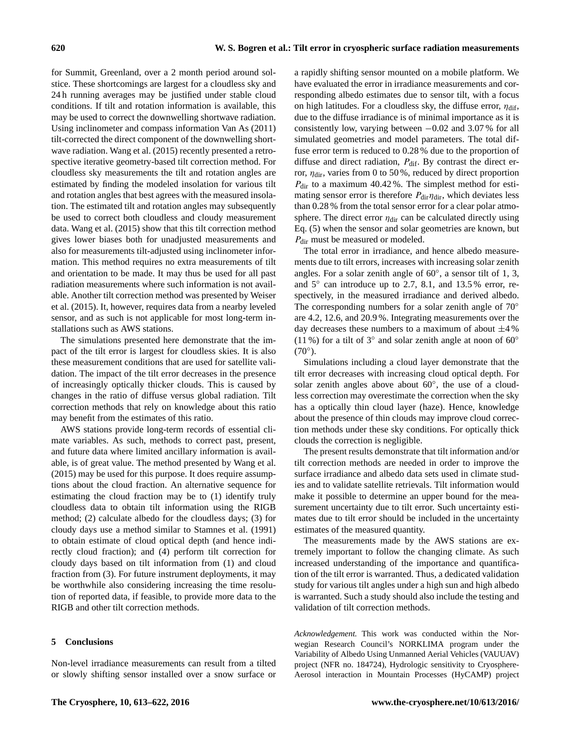for Summit, Greenland, over a 2 month period around solstice. These shortcomings are largest for a cloudless sky and 24 h running averages may be justified under stable cloud conditions. If tilt and rotation information is available, this may be used to correct the downwelling shortwave radiation. Using inclinometer and compass information Van As (2011) tilt-corrected the direct component of the downwelling shortwave radiation. Wang et al. (2015) recently presented a retrospective iterative geometry-based tilt correction method. For cloudless sky measurements the tilt and rotation angles are estimated by finding the modeled insolation for various tilt and rotation angles that best agrees with the measured insolation. The estimated tilt and rotation angles may subsequently be used to correct both cloudless and cloudy measurement data. Wang et al. (2015) show that this tilt correction method gives lower biases both for unadjusted measurements and also for measurements tilt-adjusted using inclinometer information. This method requires no extra measurements of tilt and orientation to be made. It may thus be used for all past radiation measurements where such information is not available. Another tilt correction method was presented by Weiser et al. (2015). It, however, requires data from a nearby leveled sensor, and as such is not applicable for most long-term installations such as AWS stations.

The simulations presented here demonstrate that the impact of the tilt error is largest for cloudless skies. It is also these measurement conditions that are used for satellite validation. The impact of the tilt error decreases in the presence of increasingly optically thicker clouds. This is caused by changes in the ratio of diffuse versus global radiation. Tilt correction methods that rely on knowledge about this ratio may benefit from the estimates of this ratio.

AWS stations provide long-term records of essential climate variables. As such, methods to correct past, present, and future data where limited ancillary information is available, is of great value. The method presented by Wang et al. (2015) may be used for this purpose. It does require assumptions about the cloud fraction. An alternative sequence for estimating the cloud fraction may be to (1) identify truly cloudless data to obtain tilt information using the RIGB method; (2) calculate albedo for the cloudless days; (3) for cloudy days use a method similar to Stamnes et al. (1991) to obtain estimate of cloud optical depth (and hence indirectly cloud fraction); and (4) perform tilt correction for cloudy days based on tilt information from (1) and cloud fraction from (3). For future instrument deployments, it may be worthwhile also considering increasing the time resolution of reported data, if feasible, to provide more data to the RIGB and other tilt correction methods.

## 5 Conclusions

Non-level irradiance measurements can result from a tilted or slowly shifting sensor installed over a snow surface or a rapidly shifting sensor mounted on a mobile platform. We have evaluated the error in irradiance measurements and corresponding albedo estimates due to sensor tilt, with a focus on high latitudes. For a cloudless sky, the diffuse error, $\eta_{\text{dif}}$, due to the diffuse irradiance is of minimal importance as it is consistently low, varying between $-0.02$ and 3.07 % for all simulated geometries and model parameters. The total diffuse error term is reduced to 0.28 % due to the proportion of diffuse and direct radiation, $P_{\text{dif}}$. By contrast the direct error, $\eta_{\text{dir}}$, varies from 0 to 50 %, reduced by direct proportion $P_{\text{dir}}$ to a maximum 40.42 %. The simplest method for estimating sensor error is therefore $P_{\text{dir}}\eta_{\text{dir}}$, which deviates less than 0.28 % from the total sensor error for a clear polar atmosphere. The direct error $\eta_{\text{dir}}$ can be calculated directly using Eq. (5) when the sensor and solar geometries are known, but $P_{\text{dir}}$ must be measured or modeled.

The total error in irradiance, and hence albedo measurements due to tilt errors, increases with increasing solar zenith angles. For a solar zenith angle of 60°, a sensor tilt of 1, 3, and 5° can introduce up to 2.7, 8.1, and 13.5 % error, respectively, in the measured irradiance and derived albedo. The corresponding numbers for a solar zenith angle of 70° are 4.2, 12.6, and 20.9 %. Integrating measurements over the day decreases these numbers to a maximum of about ±4 % (11 %) for a tilt of 3° and solar zenith angle at noon of 60° (70°).

Simulations including a cloud layer demonstrate that the tilt error decreases with increasing cloud optical depth. For solar zenith angles above about 60°, the use of a cloudless correction may overestimate the correction when the sky has a optically thin cloud layer (haze). Hence, knowledge about the presence of thin clouds may improve cloud correction methods under these sky conditions. For optically thick clouds the correction is negligible.

The present results demonstrate that tilt information and/or tilt correction methods are needed in order to improve the surface irradiance and albedo data sets used in climate studies and to validate satellite retrievals. Tilt information would make it possible to determine an upper bound for the measurement uncertainty due to tilt error. Such uncertainty estimates due to tilt error should be included in the uncertainty estimates of the measured quantity.

The measurements made by the AWS stations are extremely important to follow the changing climate. As such increased understanding of the importance and quantification of the tilt error is warranted. Thus, a dedicated validation study for various tilt angles under a high sun and high albedo is warranted. Such a study should also include the testing and validation of tilt correction methods.

*Acknowledgement.* This work was conducted within the Norwegian Research Council's NORKLIMA program under the Variability of Albedo Using Unmanned Aerial Vehicles (VAUUAV) project (NFR no. 184724), Hydrologic sensitivity to Cryosphere-Aerosol interaction in Mountain Processes (HyCAMP) project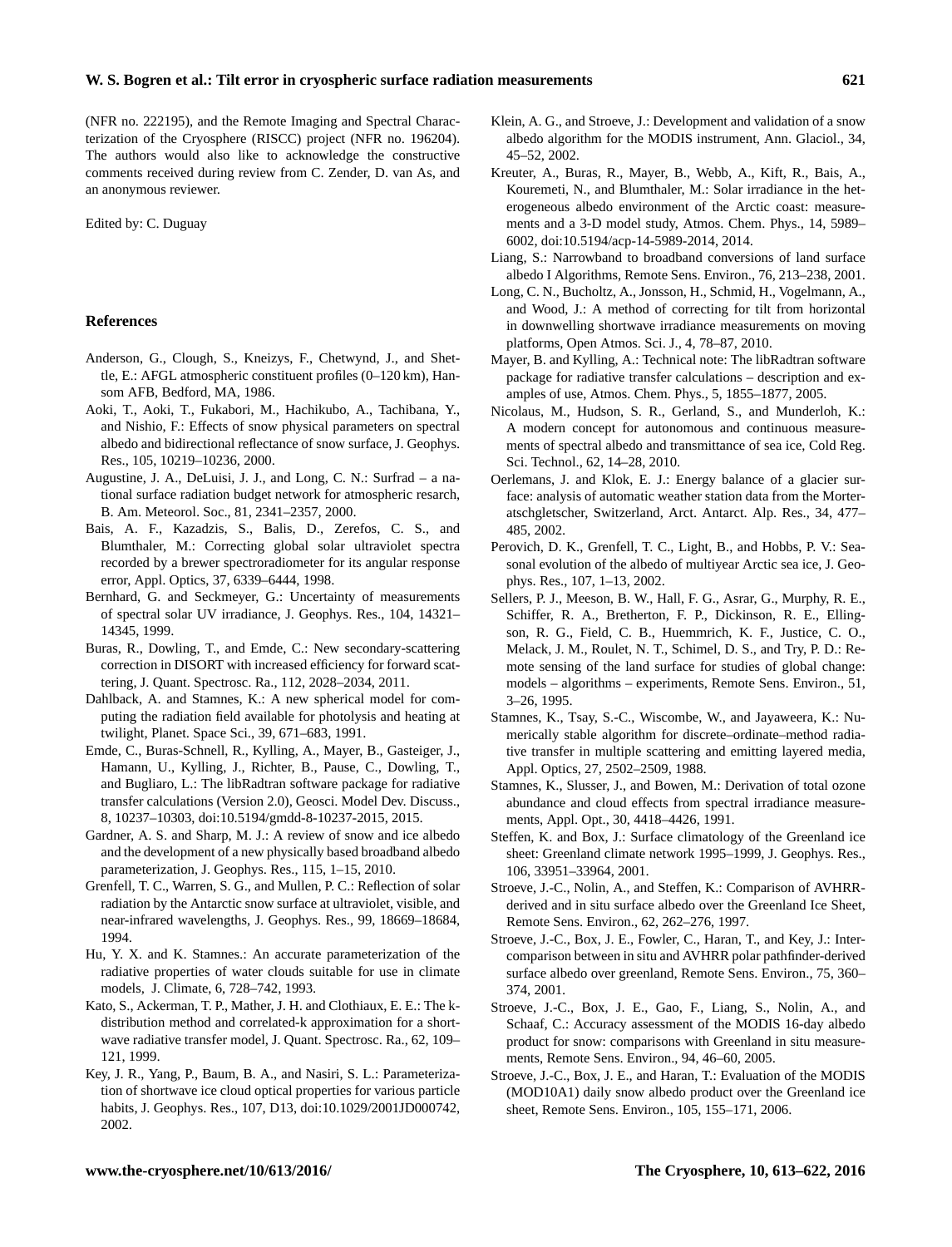(NFR no. 222195), and the Remote Imaging and Spectral Characterization of the Cryosphere (RISCC) project (NFR no. 196204). The authors would also like to acknowledge the constructive comments received during review from C. Zender, D. van As, and an anonymous reviewer.

Edited by: C. Duguay

## References

Anderson, G., Clough, S., Kneizys, F., Chetwynd, J., and Shettle, E.: AFGL atmospheric constituent profiles (0–120 km), Hansom AFB, Bedford, MA, 1986.

Aoki, T., Aoki, T., Fukabori, M., Hachikubo, A., Tachibana, Y., and Nishio, F.: Effects of snow physical parameters on spectral albedo and bidirectional reflectance of snow surface, J. Geophys. Res., 105, 10219–10236, 2000.

Augustine, J. A., DeLuisi, J. J., and Long, C. N.: Surfrad – a national surface radiation budget network for atmospheric resarch, B. Am. Meteorol. Soc., 81, 2341–2357, 2000.

Bais, A. F., Kazadzis, S., Balis, D., Zerefos, C. S., and Blumthaler, M.: Correcting global solar ultraviolet spectra recorded by a brewer spectroradiometer for its angular response error, Appl. Optics, 37, 6339–6444, 1998.

Bernhard, G. and Seckmeyer, G.: Uncertainty of measurements of spectral solar UV irradiance, J. Geophys. Res., 104, 14321–14345, 1999.

Buras, R., Dowling, T., and Emde, C.: New secondary-scattering correction in DISORT with increased efficiency for forward scattering, J. Quant. Spectrosc. Ra., 112, 2028–2034, 2011.

Dahlback, A. and Stamnes, K.: A new spherical model for computing the radiation field available for photolysis and heating at twilight, Planet. Space Sci., 39, 671–683, 1991.

Emde, C., Buras-Schnell, R., Kylling, A., Mayer, B., Gasteiger, J., Hamann, U., Kylling, J., Richter, B., Pause, C., Dowling, T., and Bugliaro, L.: The libRadtran software package for radiative transfer calculations (Version 2.0), Geosci. Model Dev. Discuss., 8, 10237–10303, doi:10.5194/gmdd-8-10237-2015, 2015.

Gardner, A. S. and Sharp, M. J.: A review of snow and ice albedo and the development of a new physically based broadband albedo parameterization, J. Geophys. Res., 115, 1–15, 2010.

Grenfell, T. C., Warren, S. G., and Mullen, P. C.: Reflection of solar radiation by the Antarctic snow surface at ultraviolet, visible, and near-infrared wavelengths, J. Geophys. Res., 99, 18669–18684, 1994.

Hu, Y. X. and K. Stamnes.: An accurate parameterization of the radiative properties of water clouds suitable for use in climate models, J. Climate, 6, 728–742, 1993.

Kato, S., Ackerman, T. P., Mather, J. H. and Clothiaux, E. E.: The k-distribution method and correlated-k approximation for a shortwave radiative transfer model, J. Quant. Spectrosc. Ra., 62, 109–121, 1999.

Key, J. R., Yang, P., Baum, B. A., and Nasiri, S. L.: Parameterization of shortwave ice cloud optical properties for various particle habits, J. Geophys. Res., 107, D13, doi:10.1029/2001JD000742, 2002.

Klein, A. G., and Stroeve, J.: Development and validation of a snow albedo algorithm for the MODIS instrument, Ann. Glaciol., 34, 45–52, 2002.

Kreuter, A., Buras, R., Mayer, B., Webb, A., Kift, R., Bais, A., Kouremeti, N., and Blumthaler, M.: Solar irradiance in the heterogeneous albedo environment of the Arctic coast: measurements and a 3-D model study, Atmos. Chem. Phys., 14, 5989–6002, doi:10.5194/acp-14-5989-2014, 2014.

Liang, S.: Narrowband to broadband conversions of land surface albedo I Algorithms, Remote Sens. Environ., 76, 213–238, 2001.

Long, C. N., Bucholtz, A., Jonsson, H., Schmid, H., Vogelmann, A., and Wood, J.: A method of correcting for tilt from horizontal in downwelling shortwave irradiance measurements on moving platforms, Open Atmos. Sci. J., 4, 78–87, 2010.

Mayer, B. and Kylling, A.: Technical note: The libRadtran software package for radiative transfer calculations – description and examples of use, Atmos. Chem. Phys., 5, 1855–1877, 2005.

Nicolaus, M., Hudson, S. R., Gerland, S., and Munderloh, K.: A modern concept for autonomous and continuous measurements of spectral albedo and transmittance of sea ice, Cold Reg. Sci. Technol., 62, 14–28, 2010.

Oerlemans, J. and Klok, E. J.: Energy balance of a glacier surface: analysis of automatic weather station data from the Morteratschgletscher, Switzerland, Arct. Antarct. Alp. Res., 34, 477–485, 2002.

Perovich, D. K., Grenfell, T. C., Light, B., and Hobbs, P. V.: Seasonal evolution of the albedo of multiyear Arctic sea ice, J. Geophys. Res., 107, 1–13, 2002.

Sellers, P. J., Meeson, B. W., Hall, F. G., Asrar, G., Murphy, R. E., Schiffer, R. A., Bretherton, F. P., Dickinson, R. E., Ellingson, R. G., Field, C. B., Huemmrich, K. F., Justice, C. O., Melack, J. M., Roulet, N. T., Schimel, D. S., and Try, P. D.: Remote sensing of the land surface for studies of global change: models – algorithms – experiments, Remote Sens. Environ., 51, 3–26, 1995.

Stamnes, K., Tsay, S.-C., Wiscombe, W., and Jayaweera, K.: Numerically stable algorithm for discrete–ordinate–method radiative transfer in multiple scattering and emitting layered media, Appl. Optics, 27, 2502–2509, 1988.

Stamnes, K., Slusser, J., and Bowen, M.: Derivation of total ozone abundance and cloud effects from spectral irradiance measurements, Appl. Opt., 30, 4418–4426, 1991.

Steffen, K. and Box, J.: Surface climatology of the Greenland ice sheet: Greenland climate network 1995–1999, J. Geophys. Res., 106, 33951–33964, 2001.

Stroeve, J.-C., Nolin, A., and Steffen, K.: Comparison of AVHRR-derived and in situ surface albedo over the Greenland Ice Sheet, Remote Sens. Environ., 62, 262–276, 1997.

Stroeve, J.-C., Box, J. E., Fowler, C., Haran, T., and Key, J.: Intercomparison between in situ and AVHRR polar pathfinder-derived surface albedo over greenland, Remote Sens. Environ., 75, 360–374, 2001.

Stroeve, J.-C., Box, J. E., Gao, F., Liang, S., Nolin, A., and Schaaf, C.: Accuracy assessment of the MODIS 16-day albedo product for snow: comparisons with Greenland in situ measurements, Remote Sens. Environ., 94, 46–60, 2005.

Stroeve, J.-C., Box, J. E., and Haran, T.: Evaluation of the MODIS (MOD10A1) daily snow albedo product over the Greenland ice sheet, Remote Sens. Environ., 105, 155–171, 2006.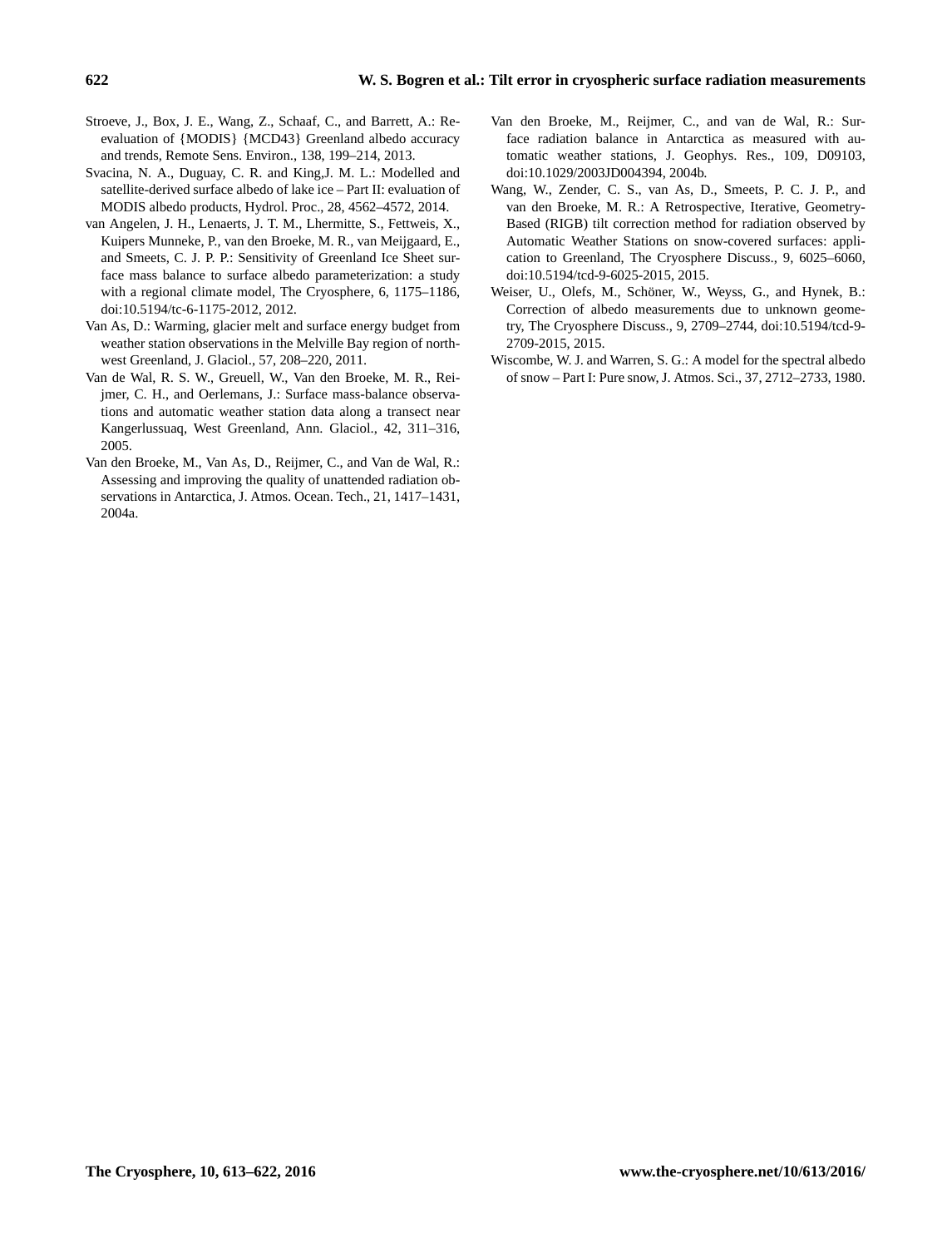Stroeve, J., Box, J. E., Wang, Z., Schaaf, C., and Barrett, A.: Re-evaluation of {MODIS} {MCD43} Greenland albedo accuracy and trends, Remote Sens. Environ., 138, 199–214, 2013.

Svacina, N. A., Duguay, C. R. and King,J. M. L.: Modelled and satellite-derived surface albedo of lake ice – Part II: evaluation of MODIS albedo products, Hydrol. Proc., 28, 4562–4572, 2014.

van Angelen, J. H., Lenaerts, J. T. M., Lhermitte, S., Fettweis, X., Kuipers Munneke, P., van den Broeke, M. R., van Meijgaard, E., and Smeets, C. J. P. P.: Sensitivity of Greenland Ice Sheet surface mass balance to surface albedo parameterization: a study with a regional climate model, The Cryosphere, 6, 1175–1186, doi:10.5194/tc-6-1175-2012, 2012.

Van As, D.: Warming, glacier melt and surface energy budget from weather station observations in the Melville Bay region of northwest Greenland, J. Glaciol., 57, 208–220, 2011.

Van de Wal, R. S. W., Greuell, W., Van den Broeke, M. R., Reijmer, C. H., and Oerlemans, J.: Surface mass-balance observations and automatic weather station data along a transect near Kangerlussuaq, West Greenland, Ann. Glaciol., 42, 311–316, 2005.

Van den Broeke, M., Van As, D., Reijmer, C., and Van de Wal, R.: Assessing and improving the quality of unattended radiation observations in Antarctica, J. Atmos. Ocean. Tech., 21, 1417–1431, 2004a.

Van den Broeke, M., Reijmer, C., and van de Wal, R.: Surface radiation balance in Antarctica as measured with automatic weather stations, J. Geophys. Res., 109, D09103, doi:10.1029/2003JD004394, 2004b.

Wang, W., Zender, C. S., van As, D., Smeets, P. C. J. P., and van den Broeke, M. R.: A Retrospective, Iterative, Geometry-Based (RIGB) tilt correction method for radiation observed by Automatic Weather Stations on snow-covered surfaces: application to Greenland, The Cryosphere Discuss., 9, 6025–6060, doi:10.5194/tcd-9-6025-2015, 2015.

Weiser, U., Olefs, M., Schöner, W., Weyss, G., and Hynek, B.: Correction of albedo measurements due to unknown geometry, The Cryosphere Discuss., 9, 2709–2744, doi:10.5194/tcd-9-2709-2015, 2015.

Wiscombe, W. J. and Warren, S. G.: A model for the spectral albedo of snow – Part I: Pure snow, J. Atmos. Sci., 37, 2712–2733, 1980.